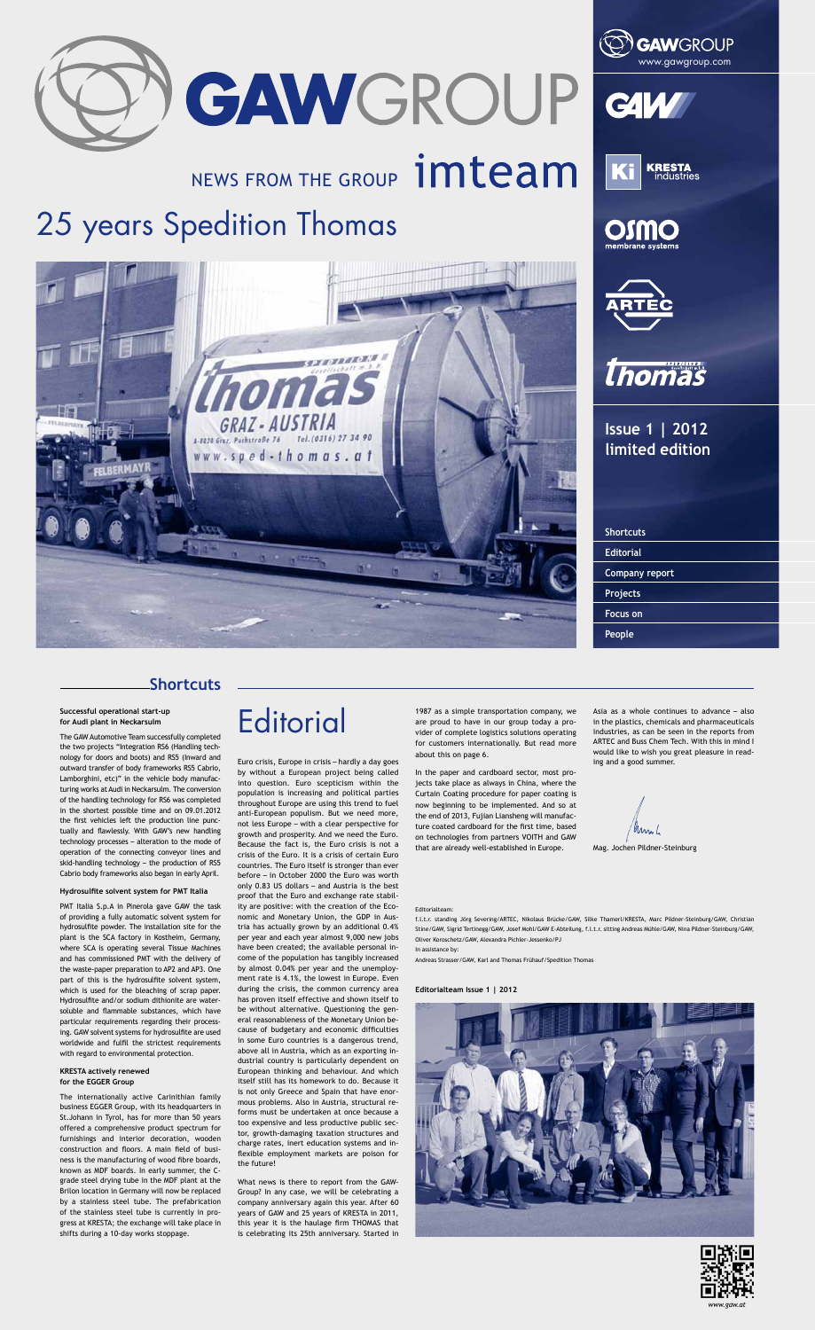# GAWGROUP

NEWS FROM THE GROUP imteam

# 25 years Spedition Thomas

GAWGROUP
www.gawgroup.com

Issue 1 | 2012
limited edition

- Shortcuts
- Editorial
- Company report
- Projects
- Focus on
- People

## Shortcuts

### Successful operational start-up for Audi plant in Neckarsulm

The GAW Automotive Team successfully completed the two projects "Integration RS6 (Handling technology for doors and boots) and RS5 (inward and outward transfer of body frameworks RS5 Cabrio, Lamborghini, etc)" in the vehicle body manufacturing works at Audi in Neckarsulm. The conversion of the handling technology for RS6 was completed in the shortest possible time and on 09.01.2012 the first vehicles left the production line punctually and flawlessly. With GAW's new handling technology processes – alteration to the mode of operation of the connecting conveyor lines and skid-handling technology – the production of RS5 Cabrio body frameworks also began in early April.

### Hydrosulfite solvent system for PMT Italia

PMT Italia S.p.A in Pinerola gave GAW the task of providing a fully automatic solvent system for hydrosulfite powder. The installation site for the plant is the SCA factory in Kostheim, Germany, where SCA is operating several Tissue Machines and has commissioned PMT with the delivery of the waste-paper preparation to AP2 and AP3. One part of this is the hydrosulfite solvent system, which is used for the bleaching of scrap paper. Hydrosulfite and/or sodium dithionite are water-soluble and flammable substances, which have particular requirements regarding their processing. GAW solvent systems for hydrosulfite are used worldwide and fulfil the strictest requirements with regard to environmental protection.

### KRESTA actively renewed for the EGGER Group

The internationally active Carinthian family business EGGER Group, with its headquarters in St.Johann in Tyrol, has for more than 50 years offered a comprehensive product spectrum for furnishings and interior decoration, wooden construction and floors. A main field of business is the manufacturing of wood fibre boards, known as MDF boards. In early summer, the C-grade steel drying tube in the MDF plant at the Brilon location in Germany will now be replaced by a stainless steel tube. The prefabrication of the stainless steel tube is currently in progress at KRESTA; the exchange will take place in shifts during a 10-day works stoppage.

# Editorial

Euro crisis, Europe in crisis – hardly a day goes by without a European project being called into question. Euro scepticism within the population is increasing and political parties throughout Europe are using this trend to fuel anti-European populism. But we need more, not less Europe – with a clear perspective for growth and prosperity. And we need the Euro. Because the fact is, the Euro crisis is not a crisis of the Euro. It is a crisis of certain Euro countries. The Euro itself is stronger than ever before – in October 2000 the Euro was worth only 0.83 US dollars – and Austria is the best proof that the Euro and exchange rate stability are positive: with the creation of the Economic and Monetary Union, the GDP in Austria has actually grown by an additional 0.4% per year and each year almost 9,000 new jobs have been created; the available personal income of the population has tangibly increased by almost 0.04% per year and the unemployment rate is 4.1%, the lowest in Europe. Even during the crisis, the common currency area has proven itself effective and shown itself to be without alternative. Questioning the general reasonableness of the Monetary Union because of budgetary and economic difficulties in some Euro countries is a dangerous trend, above all in Austria, which as an exporting industrial country is particularly dependent on European thinking and behaviour. And which itself still has its homework to do. Because it is not only Greece and Spain that have enormous problems. Also in Austria, structural reforms must be undertaken at once because a too expensive and less productive public sector, growth-damaging taxation structures and charge rates, inert education systems and inflexible employment markets are poison for the future!

What news is there to report from the GAW-Group? In any case, we will be celebrating a company anniversary again this year. After 60 years of GAW and 25 years of KRESTA in 2011, this year it is the haulage firm THOMAS that is celebrating its 25th anniversary. Started in 1987 as a simple transportation company, we are proud to have in our group today a provider of complete logistics solutions operating for customers internationally. But read more about this on page 6.

In the paper and cardboard sector, most projects take place as always in China, where the Curtain Coating procedure for paper coating is now beginning to be implemented. And so at the end of 2013, Fujian Liansheng will manufacture coated cardboard for the first time, based on technologies from partners VOITH and GAW that are already well-established in Europe.

Asia as a whole continues to advance – also in the plastics, chemicals and pharmaceuticals industries, as can be seen in the reports from ARTEC and Buss Chem Tech. With this in mind I would like to wish you great pleasure in reading and a good summer.

Mag. Jochen Pildner-Steinburg

Editorialteam:
f.l.t.r. standing Jörg Severing/ARTEC, Nikolaus Brücke/GAW, Silke Thamerl/KRESTA, Marc Pildner-Steinburg/GAW, Christian Stine/GAW, Sigrid Tertinegg/GAW, Josef Mohl/GAW E-Abteilung, f.l.t.r. sitting Andreas Mühle/GAW, Nina Pildner-Steinburg/GAW, Oliver Koroschetz/GAW, Alexandra Pichler-Jessenko/PJ
In assistance by:
Andreas Strasser/GAW, Karl and Thomas Frühauf/Spedition Thomas

**Editorialteam Issue 1 | 2012**

www.gaw.at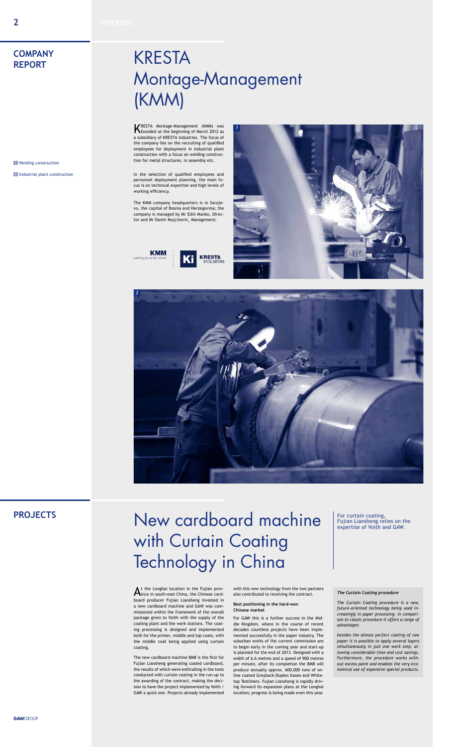## COMPANY REPORT

# KRESTA Montage-Management (KMM)

1 Welding construction

2 Industrial plant construction

KRESTA Montage-Management (KMM) was founded at the beginning of March 2012 as a subsidiary of KRESTA industries. The focus of the company lies on the recruiting of qualified employees for deployment in industrial plant construction with a focus on welding construction for metal structures, in assembly etc.

In the selection of qualified employees and personnel deployment planning, the main focus is on technical expertise and high levels of working efficiency.

The KMM company headquarters is in Sarajevo, the capital of Bosnia and Herzegovina; the company is managed by Mr Edin Manko, Director and Mr Damir Mujcinovic, Management.

KMM welding & construction

KRESTA industries

## PROJECTS

# New cardboard machine with Curtain Coating Technology in China

For curtain coating, Fujian Liansheng relies on the expertise of Voith and GAW.

At the Longhai location in the Fujian province in south-east China, the Chinese cardboard producer Fujian Liansheng invested in a new cardboard machine and GAW was commissioned within the framework of the overall package given to Voith with the supply of the coating plant and the work stations. The coating processing is designed and implemented both for the primer, middle and top coats, with the middle coat being applied using curtain coating.

The new cardboard machine BM8 is the first for Fujian Liansheng generating coated cardboard, the results of which were enthralling in the tests conducted with curtain coating in the run-up to the awarding of the contract, making the decision to have the project implemented by Voith / GAW a quick one. Projects already implemented with this new technology from the two partners also contributed to receiving the contract.

**Best positioning in the hard-won Chinese market**

For GAW this is a further success in the Middle Kingdom, where in the course of recent decades countless projects have been implemented successfully in the paper industry. The suburban works of the current commission are to begin early in the coming year and start-up is planned for the end of 2013. Designed with a width of 6.6 metres and a speed of 900 metres per minute, after its completion the BM8 will produce annually approx. 600,000 tons of online coated Greyback-Duplex boxes and Whitetop Testliners. Fujian Liansheng is rapidly driving forward its expansion plans at the Longhai location; progress is being made even this year.

***The Curtain Coating procedure***

*The Curtain Coating procedure is a new, future-oriented technology being used increasingly in paper processing. In comparison to classic procedure it offers a range of advantages:*

*besides the almost perfect coating of raw paper it is possible to apply several layers simultaneously in just one work step, allowing considerable time and cost savings. Furthermore, the procedure works without excess paint and enables the very economical use of expensive special products.*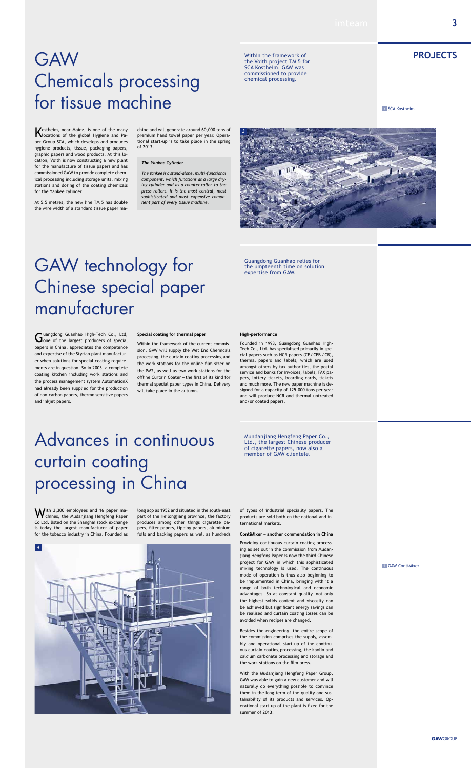# GAW Chemicals processing for tissue machine

Within the framework of the Voith project TM 5 for SCA Kostheim, GAW was commissioned to provide chemical processing.

Kostheim, near Mainz, is one of the many locations of the global Hygiene and Paper Group SCA, which develops and produces hygiene products, tissue, packaging papers, graphic papers and wood products. At this location, Voith is now constructing a new plant for the manufacture of tissue papers and has commissioned GAW to provide complete chemical processing including storage units, mixing stations and dosing of the coating chemicals for the Yankee cylinder.

At 5.5 metres, the new line TM 5 has double the wire width of a standard tissue paper machine and will generate around 60,000 tons of premium hand towel paper per year. Operational start-up is to take place in the spring of 2013.

***The Yankee Cylinder***

*The Yankee is a stand-alone, multi-functional component, which functions as a large drying cylinder and as a counter-roller to the press rollers. It is the most central, most sophisticated and most expensive component part of every tissue machine.*

3 SCA Kostheim

# GAW technology for Chinese special paper manufacturer

Guangdong Guanhao relies for the umpteenth time on solution expertise from GAW.

Guangdong Guanhao High-Tech Co., Ltd, one of the largest producers of special papers in China, appreciates the competence and expertise of the Styrian plant manufacturer when solutions for special coating requirements are in question. So in 2003, a complete coating kitchen including work stations and the process management system AutomationX had already been supplied for the production of non-carbon papers, thermo sensitive papers and inkjet papers.

**Special coating for thermal paper**

Within the framework of the current commission, GAW will supply the Wet End Chemicals processing, the curtain coating processing and the work stations for the online film sizer on the PM2, as well as two work stations for the offline Curtain Coater – the first of its kind for thermal special paper types in China. Delivery will take place in the autumn.

**High-performance**

Founded in 1993, Guangdong Guanhao High-Tech Co., Ltd. has specialised primarily in special papers such as NCR papers (CF / CFB / CB), thermal papers and labels, which are used amongst others by tax authorities, the postal service and banks for invoices, labels, FAX papers, lottery tickets, boarding cards, tickets and much more. The new paper machine is designed for a capacity of 125,000 tons per year and will produce NCR and thermal untreated and/or coated papers.

# Advances in continuous curtain coating processing in China

Mundanjiang Hengfeng Paper Co., Ltd., the largest Chinese producer of cigarette papers, now also a member of GAW clientele.

With 2,300 employees and 16 paper machines, the Mudanjiang Hengfeng Paper Co Ltd. listed on the Shanghai stock exchange is today the largest manufacturer of paper for the tobacco industry in China. Founded as long ago as 1952 and situated in the south-east part of the Heilongjiang province, the factory produces among other things cigarette papers, filter papers, tipping papers, aluminium foils and backing papers as well as hundreds of types of industrial speciality papers. The products are sold both on the national and international markets.

**ContiMixer – another commendation in China**

Providing continuous curtain coating processing as set out in the commission from Mudanjiang Hengfeng Paper is now the third Chinese project for GAW in which this sophisticated mixing technology is used. The continuous mode of operation is thus also beginning to be implemented in China, bringing with it a range of both technological and economic advantages. So at constant quality, not only the highest solids content and viscosity can be achieved but significant energy savings can be realised and curtain coating losses can be avoided when recipes are changed.

Besides the engineering, the entire scope of the commission comprises the supply, assembly and operational start-up of the continuous curtain coating processing, the kaolin and calcium carbonate processing and storage and the work stations on the film press.

With the Mudanjiang Hengfeng Paper Group, GAW was able to gain a new customer and will naturally do everything possible to convince them in the long term of the quality and sustainability of its products and services. Operational start-up of the plant is fixed for the summer of 2013.

4 GAW ContiMixer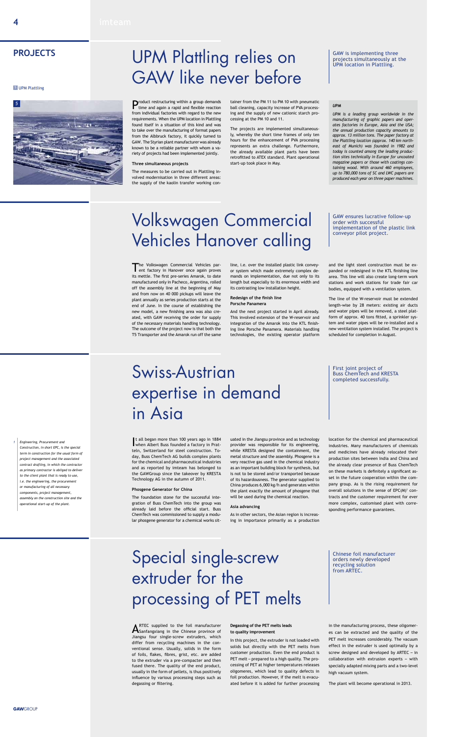## PROJECTS

5 UPM Plattling

# UPM Plattling relies on GAW like never before

GAW is implementing three projects simultaneously at the UPM location in Plattling.

Product restructuring within a group demands time and again a rapid and flexible reaction from individual factories with regard to the new requirements. When the UPM location in Plattling found itself in a situation of this kind and was to take over the manufacturing of format papers from the Albbruck factory, it quickly turned to GAW. The Styrian plant manufacturer was already known to be a reliable partner with whom a variety of projects had been implemented jointly.

### Three simultaneous projects

The measures to be carried out in Plattling involved modernisation in three different areas: the supply of the kaolin transfer working container from the PM 11 to PM 10 with pneumatic ball cleaning, capacity increase of PVA processing and the supply of new cationic starch processing at the PM 10 and 11.

The projects are implemented simultaneously, whereby the short time frames of only ten hours for the enhancement of PVA processing represents an extra challenge. Furthermore, the already available plant parts have been retrofitted to ATEX standard. Plant operational start-up took place in May.

***UPM***

*UPM is a leading group worldwide in the manufacturing of graphic papers and operates factories in Europe, Asia and the USA; the annual production capacity amounts to approx. 13 million tons. The paper factory at the Plattling location (approx. 140 km north-east of Munich) was founded in 1982 and today is counted among the leading production sites technically in Europe for uncoated magazine papers or those with coatings containing wood. With around 460 employees, up to 780,000 tons of SC and LWC papers are produced each year on three paper machines.*

# Volkswagen Commercial Vehicles Hanover calling

GAW ensures lucrative follow-up order with successful implementation of the plastic link conveyor pilot project.

The Volkswagen Commercial Vehicles parent factory in Hanover once again proves its mettle. The first pre-series Amarok, to date manufactured only in Pacheco, Argentina, rolled off the assembly line at the beginning of May and from now on 40 000 pickups will leave the plant annually as series production starts at the end of June. In the course of establishing the new model, a new finishing area was also created, with GAW receiving the order for supply of the necessary materials handling technology. The outcome of the project now is that both the T5 Transporter and the Amarok run off the same line, i.e. over the installed plastic link conveyor system which made extremely complex demands on implementation, due not only to its length but especially to its enormous width and its contrasting low installation height.

### Redesign of the finish line Porsche Panamera

And the next project started in April already. This involved extension of the W-reservoir and integration of the Amarok into the KTL finishing line Porsche Panamera. Materials handling technologies, the existing operator platform and the light steel construction must be expanded or redesigned in the KTL finishing line area. This line will also create long-term work stations and work stations for trade fair car bodies, equipped with a ventilation system.

The line of the W-reservoir must be extended length-wise by 28 meters: existing air ducts and water pipes will be removed, a steel platform of approx. 40 tons fitted, a sprinkler system and water pipes will be re-installed and a new ventilation system installed. The project is scheduled for completion in August.

# Swiss-Austrian expertise in demand in Asia

First joint project of Buss ChemTech and KRESTA completed successfully.

It all began more than 100 years ago in 1884 when Albert Buss founded a factory in Pratteln, Switzerland for steel construction. Today, Buss ChemTech AG builds complex plants for the chemical and pharmaceutical industries and as reported by imteam has belonged to the GAWGroup since the takeover by KRESTA Technology AG in the autumn of 2011.

### Phosgene Generator for China

The foundation stone for the successful integration of Buss ChemTech into the group was already laid before the official start. Buss ChemTech was commissioned to supply a modular phosgene generator for a chemical works situated in the Jiangsu province and as technology provider was responsible for its engineering, while KRESTA designed the containment, the metal structure and the assembly. Phosgene is a very reactive gas used in the chemical industry as an important building block for synthesis, but is not to be stored and/or transported because of its hazardousness. The generator supplied to China produces 6,000 kg/h and generates within the plant exactly the amount of phosgene that will be used during the chemical reaction.

### Asia advancing

As in other sectors, the Asian region is increasing in importance primarily as a production location for the chemical and pharmaceutical industries. Many manufacturers of chemicals and medicines have already relocated their production sites between India and China and the already clear presence of Buss ChemTech on these markets is definitely a significant asset in the future cooperation within the company group. As is the rising requirement for overall solutions in the sense of EPC(M)[1] contracts and the customer requirement for ever more complex, customised plant with corresponding performance guarantees.

*1 Engineering, Procurement and Construction, in short EPC, is the special term in construction for the usual form of project management and the associated contract drafting, in which the contractor as primary contractor is obliged to deliver to the client plant that is ready to use, i.e. the engineering, the procurement or manufacturing of all necessary components, project management, assembly on the construction site and the operational start-up of the plant.*

# Special single-screw extruder for the processing of PET melts

Chinese foil manufacturer orders newly developed recycling solution from ARTEC.

ARTEC supplied to the foil manufacturer Sanfangxiang in the Chinese province of Jiangsu four single-screw extruders, which differ from recycling machines in the conventional sense. Usually, solids in the form of foils, flakes, fibres, grist, etc. are added to the extruder via a pre-compacter and then fused there. The quality of the end product, usually in the form of pellets, is thus positively influence by various processing steps such as degassing or filtering.

### Degassing of the PET melts leads to quality improvement

In this project, the extruder is not loaded with solids but directly with the PET melts from customer production. Even the end product is PET melt – prepared to a high quality. The processing of PET at higher temperatures releases oligomeres, which lead to quality defects in foil production. However, if the melt is evacuated before it is added for further processing in the manufacturing process, these oligomeres can be extracted and the quality of the PET melt increases considerably. The vacuum effect in the extruder is used optimally by a screw designed and developed by ARTEC – in collaboration with extrusion experts – with specially adapted mixing parts and a two-level high vacuum system.

The plant will become operational in 2013.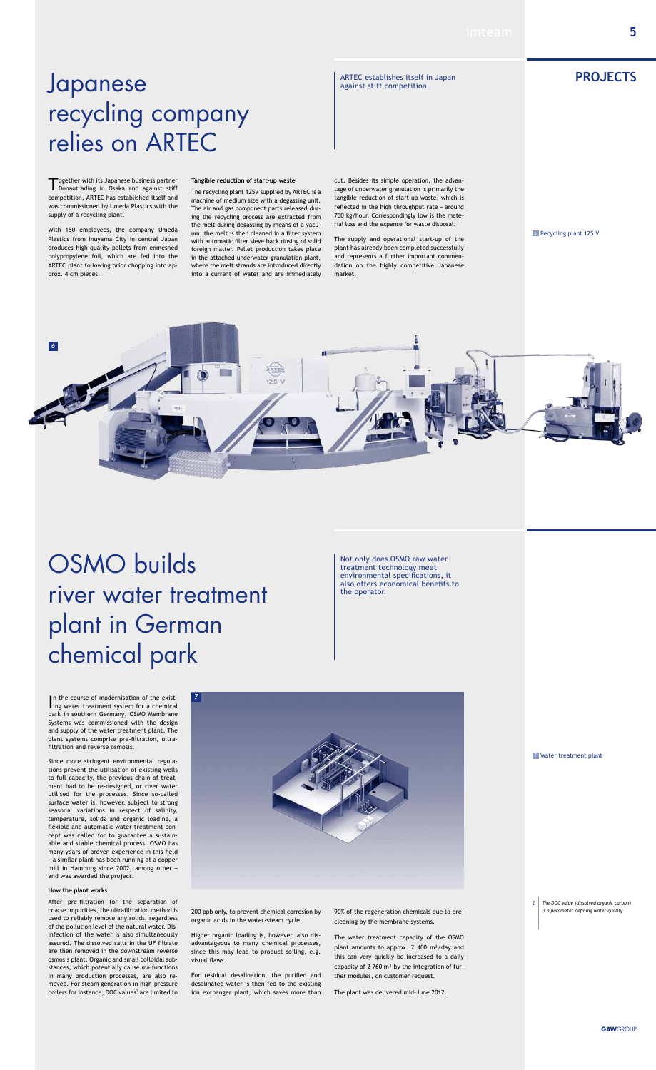# Japanese recycling company relies on ARTEC

ARTEC establishes itself in Japan against stiff competition.

Together with its Japanese business partner Donautrading in Osaka and against stiff competition, ARTEC has established itself and was commissioned by Umeda Plastics with the supply of a recycling plant.

With 150 employees, the company Umeda Plastics from Inuyama City in central Japan produces high-quality pellets from enmeshed polypropylene foil, which are fed into the ARTEC plant following prior chopping into approx. 4 cm pieces.

### Tangible reduction of start-up waste

The recycling plant 125V supplied by ARTEC is a machine of medium size with a degassing unit. The air and gas component parts released during the recycling process are extracted from the melt during degassing by means of a vacuum; the melt is then cleaned in a filter system with automatic filter sieve back rinsing of solid foreign matter. Pellet production takes place in the attached underwater granulation plant, where the melt strands are introduced directly into a current of water and are immediately cut. Besides its simple operation, the advantage of underwater granulation is primarily the tangible reduction of start-up waste, which is reflected in the high throughput rate – around 750 kg/hour. Correspondingly low is the material loss and the expense for waste disposal.

The supply and operational start-up of the plant has already been completed successfully and represents a further important commendation on the highly competitive Japanese market.

6 Recycling plant 125 V

# OSMO builds river water treatment plant in German chemical park

Not only does OSMO raw water treatment technology meet environmental specifications, it also offers economical benefits to the operator.

In the course of modernisation of the existing water treatment system for a chemical park in southern Germany, OSMO Membrane Systems was commissioned with the design and supply of the water treatment plant. The plant systems comprise pre-filtration, ultrafiltration and reverse osmosis.

Since more stringent environmental regulations prevent the utilisation of existing wells to full capacity, the previous chain of treatment had to be re-designed, or river water utilised for the processes. Since so-called surface water is, however, subject to strong seasonal variations in respect of salinity, temperature, solids and organic loading, a flexible and automatic water treatment concept was called for to guarantee a sustainable and stable chemical process. OSMO has many years of proven experience in this field – a similar plant has been running at a copper mill in Hamburg since 2002, among other – and was awarded the project.

### How the plant works

After pre-filtration for the separation of coarse impurities, the ultrafiltration method is used to reliably remove any solids, regardless of the pollution level of the natural water. Disinfection of the water is also simultaneously assured. The dissolved salts in the UF filtrate are then removed in the downstream reverse osmosis plant. Organic and small colloidal substances, which potentially cause malfunctions in many production processes, are also removed. For steam generation in high-pressure boilers for instance, DOC values[2] are limited to 200 ppb only, to prevent chemical corrosion by organic acids in the water-steam cycle.

Higher organic loading is, however, also disadvantageous to many chemical processes, since this may lead to product soiling, e.g. visual flaws.

For residual desalination, the purified and desalinated water is then fed to the existing ion exchanger plant, which saves more than 90% of the regeneration chemicals due to precleaning by the membrane systems.

The water treatment capacity of the OSMO plant amounts to approx. 2 400 m³/day and this can very quickly be increased to a daily capacity of 2 760 m³ by the integration of further modules, on customer request.

The plant was delivered mid-June 2012.

7 Water treatment plant

2 *The DOC value (dissolved organic carbon) is a parameter defining water quality*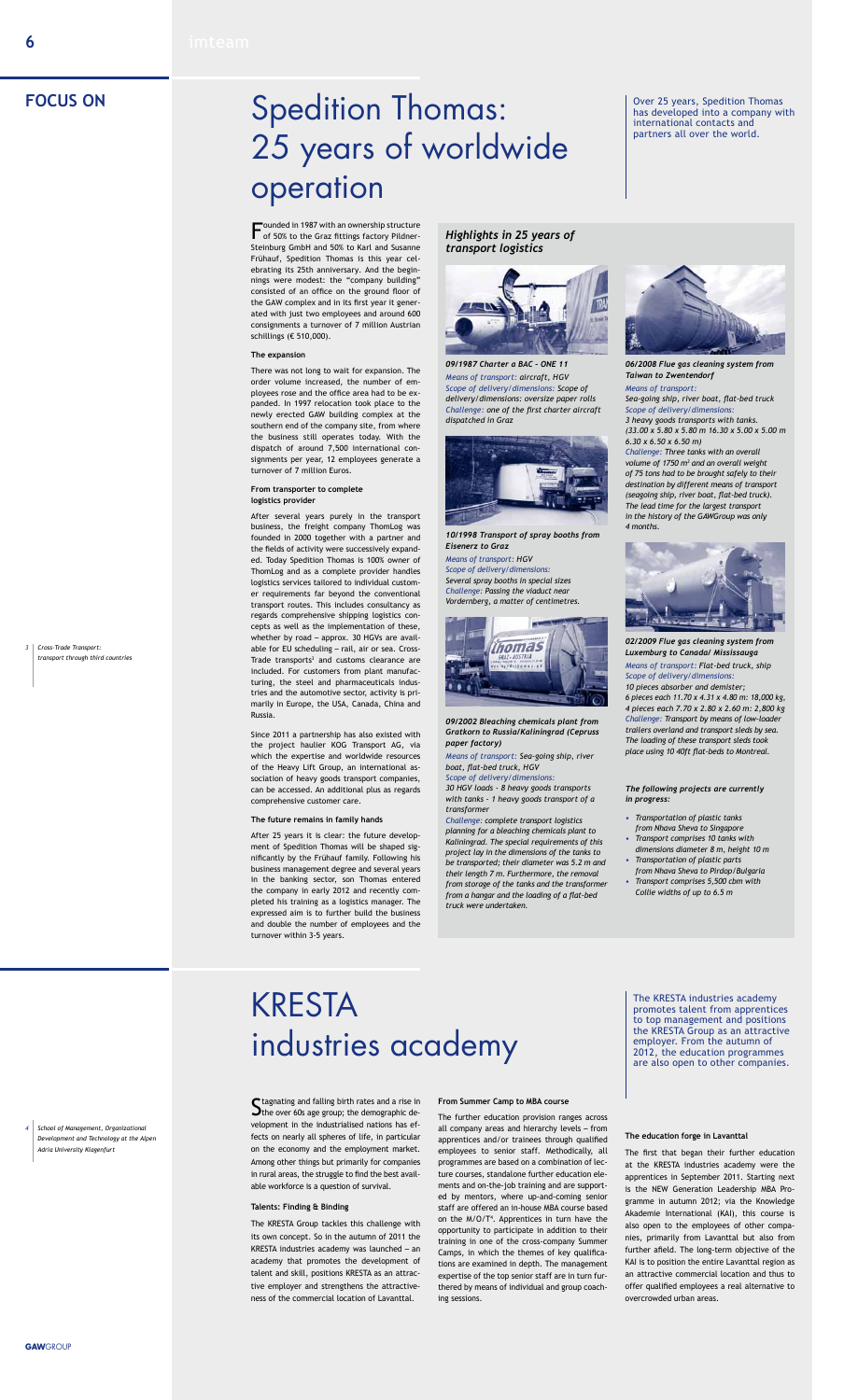## FOCUS ON

# Spedition Thomas: 25 years of worldwide operation

Over 25 years, Spedition Thomas has developed into a company with international contacts and partners all over the world.

Founded in 1987 with an ownership structure of 50% to the Graz fittings factory Pildner-Steinburg GmbH and 50% to Karl and Susanne Frühauf, Spedition Thomas is this year celebrating its 25th anniversary. And the beginnings were modest: the "company building" consisted of an office on the ground floor of the GAW complex and in its first year it generated with just two employees and around 600 consignments a turnover of 7 million Austrian schillings (€ 510,000).

### The expansion

There was not long to wait for expansion. The order volume increased, the number of employees rose and the office area had to be expanded. In 1997 relocation took place to the newly erected GAW building complex at the southern end of the company site, from where the business still operates today. With the dispatch of around 7,500 international consignments per year, 12 employees generate a turnover of 7 million Euros.

### From transporter to complete logistics provider

After several years purely in the transport business, the freight company ThomLog was founded in 2000 together with a partner and the fields of activity were successively expanded. Today Spedition Thomas is 100% owner of ThomLog and as a complete provider handles logistics services tailored to individual customer requirements far beyond the conventional transport routes. This includes consultancy as regards comprehensive shipping logistics concepts as well as the implementation of these, whether by road – approx. 30 HGVs are available for EU scheduling – rail, air or sea. Cross-Trade transports[3] and customs clearance are included. For customers from plant manufacturing, the steel and pharmaceuticals industries and the automotive sector, activity is primarily in Europe, the USA, Canada, China and Russia.

Since 2011 a partnership has also existed with the project haulier KOG Transport AG, via which the expertise and worldwide resources of the Heavy Lift Group, an international association of heavy goods transport companies, can be accessed. An additional plus as regards comprehensive customer care.

### The future remains in family hands

After 25 years it is clear: the future development of Spedition Thomas will be shaped significantly by the Frühauf family. Following his business management degree and several years in the banking sector, son Thomas entered the company in early 2012 and recently completed his training as a logistics manager. The expressed aim is to further build the business and double the number of employees and the turnover within 3-5 years.

[3] Cross-Trade Transport: transport through third countries

### *Highlights in 25 years of transport logistics*

***09/1987 Charter a BAC – ONE 11***
*Means of transport: aircraft, HGV*
*Scope of delivery/dimensions: Scope of delivery/dimensions: oversize paper rolls*
*Challenge: one of the first charter aircraft dispatched in Graz*

***10/1998 Transport of spray booths from Eisenerz to Graz***
*Means of transport: HGV*
*Scope of delivery/dimensions:*
*Several spray booths in special sizes*
*Challenge: Passing the viaduct near Vordernberg, a matter of centimetres.*

***09/2002 Bleaching chemicals plant from Gratkorn to Russia/Kaliningrad (Cepruss paper factory)***
*Means of transport: Sea-going ship, river boat, flat-bed truck, HGV*
*Scope of delivery/dimensions:*
*30 HGV loads - 8 heavy goods transports with tanks - 1 heavy goods transport of a transformer*
*Challenge: complete transport logistics planning for a bleaching chemicals plant to Kaliningrad. The special requirements of this project lay in the dimensions of the tanks to be transported; their diameter was 5.2 m and their length 7 m. Furthermore, the removal from storage of the tanks and the transformer from a hangar and the loading of a flat-bed truck were undertaken.*

***06/2008 Flue gas cleaning system from Taiwan to Zwentendorf***
*Means of transport:*
*Sea-going ship, river boat, flat-bed truck*
*Scope of delivery/dimensions:*
*3 heavy goods transports with tanks.*
*(33.00 x 5.80 x 5.80 m 16.30 x 5.00 x 5.00 m 6.30 x 6.50 x 6.50 m)*
*Challenge: Three tanks with an overall volume of 1750 m³ and an overall weight of 75 tons had to be brought safely to their destination by different means of transport (seagoing ship, river boat, flat-bed truck). The lead time for the largest transport in the history of the GAWGroup was only 4 months.*

***02/2009 Flue gas cleaning system from Luxemburg to Canada/ Mississauga***
*Means of transport: Flat-bed truck, ship*
*Scope of delivery/dimensions:*
*10 pieces absorber and demister;*
*6 pieces each 11.70 x 4.31 x 4.80 m: 18,000 kg,*
*4 pieces each 7.70 x 2.80 x 2.60 m: 7,800 kg*
*Challenge: Transport by means of low-loader trailers overland and transport sleds by sea. The loading of these transport sleds took place using 10 40ft flat-beds to Montreal.*

***The following projects are currently in progress:***

- *Transportation of plastic tanks from Nhava Sheva to Singapore*
- *Transport comprises 10 tanks with dimensions diameter 8 m, height 10 m*
- *Transportation of plastic parts from Nhava Sheva to Pirdop/Bulgaria*
- *Transport comprises 5,500 cbm with Collie widths of up to 6.5 m*

# KRESTA industries academy

The KRESTA industries academy promotes talent from apprentices to top management and positions the KRESTA Group as an attractive employer. From the autumn of 2012, the education programmes are also open to other companies.

Stagnating and falling birth rates and a rise in the over 60s age group; the demographic development in the industrialised nations has effects on nearly all spheres of life, in particular on the economy and the employment market. Among other things but primarily for companies in rural areas, the struggle to find the best available workforce is a question of survival.

### Talents: Finding & Binding

The KRESTA Group tackles this challenge with its own concept. So in the autumn of 2011 the KRESTA industries academy was launched – an academy that promotes the development of talent and skill, positions KRESTA as an attractive employer and strengthens the attractiveness of the commercial location of Lavanttal.

### From Summer Camp to MBA course

The further education provision ranges across all company areas and hierarchy levels – from apprentices and/or trainees through qualified employees to senior staff. Methodically, all programmes are based on a combination of lecture courses, standalone further education elements and on-the-job training and are supported by mentors, where up-and-coming senior staff are offered an in-house MBA course based on the M/O/T[4]. Apprentices in turn have the opportunity to participate in addition to their training in one of the cross-company Summer Camps, in which the themes of key qualifications are examined in depth. The management expertise of the top senior staff are in turn furthered by means of individual and group coaching sessions.

### The education forge in Lavanttal

The first that began their further education at the KRESTA industries academy were the apprentices in September 2011. Starting next is the NEW Generation Leadership MBA Programme in autumn 2012; via the Knowledge Akademie International (KAI), this course is also open to the employees of other companies, primarily from Lavanttal but also from further afield. The long-term objective of the KAI is to position the entire Lavanttal region as an attractive commercial location and thus to offer qualified employees a real alternative to overcrowded urban areas.

[4] School of Management, Organizational Development and Technology at the Alpen Adria University Klagenfurt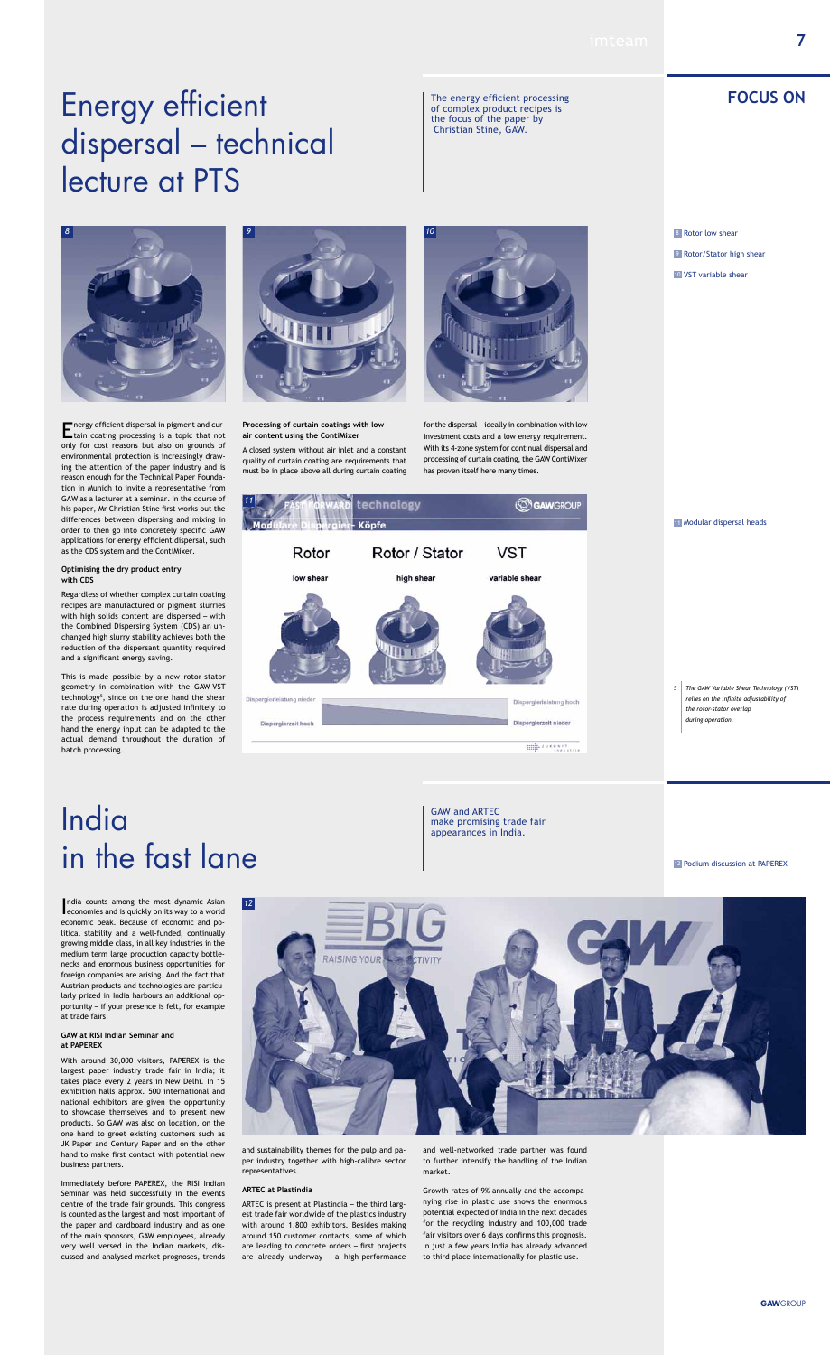# Energy efficient dispersal – technical lecture at PTS

The energy efficient processing of complex product recipes is the focus of the paper by Christian Stine, GAW.

**FOCUS ON**

8 Rotor low shear

9 Rotor/Stator high shear

10 VST variable shear

Energy efficient dispersal in pigment and curtain coating processing is a topic that not only for cost reasons but also on grounds of environmental protection is increasingly drawing the attention of the paper industry and is reason enough for the Technical Paper Foundation in Munich to invite a representative from GAW as a lecturer at a seminar. In the course of his paper, Mr Christian Stine first works out the differences between dispersing and mixing in order to then go into concretely specific GAW applications for energy efficient dispersal, such as the CDS system and the ContiMixer.

### Optimising the dry product entry with CDS

Regardless of whether complex curtain coating recipes are manufactured or pigment slurries with high solids content are dispersed – with the Combined Dispersing System (CDS) an unchanged high slurry stability achieves both the reduction of the dispersant quantity required and a significant energy saving.

This is made possible by a new rotor-stator geometry in combination with the GAW-VST technology[5], since on the one hand the shear rate during operation is adjusted infinitely to the process requirements and on the other hand the energy input can be adapted to the actual demand throughout the duration of batch processing.

### Processing of curtain coatings with low air content using the ContiMixer

A closed system without air inlet and a constant quality of curtain coating are requirements that must be in place above all during curtain coating for the dispersal – ideally in combination with low investment costs and a low energy requirement. With its 4-zone system for continual dispersal and processing of curtain coating, the GAW ContiMixer has proven itself here many times.

11 Modular dispersal heads

5 The GAW Variable Shear Technology (VST) relies on the infinite adjustability of the rotor-stator overlap during operation.

# India in the fast lane

GAW and ARTEC make promising trade fair appearances in India.

12 Podium discussion at PAPEREX

India counts among the most dynamic Asian economies and is quickly on its way to a world economic peak. Because of economic and political stability and a well-funded, continually growing middle class, in all key industries in the medium term large production capacity bottlenecks and enormous business opportunities for foreign companies are arising. And the fact that Austrian products and technologies are particularly prized in India harbours an additional opportunity – if your presence is felt, for example at trade fairs.

### GAW at RISI Indian Seminar and at PAPEREX

With around 30,000 visitors, PAPEREX is the largest paper industry trade fair in India; it takes place every 2 years in New Delhi. In 15 exhibition halls approx. 500 international and national exhibitors are given the opportunity to showcase themselves and to present new products. So GAW was also on location, on the one hand to greet existing customers such as JK Paper and Century Paper and on the other hand to make first contact with potential new business partners.

Immediately before PAPEREX, the RISI Indian Seminar was held successfully in the events centre of the trade fair grounds. This congress is counted as the largest and most important of the paper and cardboard industry and as one of the main sponsors, GAW employees, already very well versed in the Indian markets, discussed and analysed market prognoses, trends and sustainability themes for the pulp and paper industry together with high-calibre sector representatives.

### ARTEC at Plastindia

ARTEC is present at Plastindia – the third largest trade fair worldwide of the plastics industry with around 1,800 exhibitors. Besides making around 150 customer contacts, some of which are leading to concrete orders – first projects are already underway – a high-performance and well-networked trade partner was found to further intensify the handling of the Indian market.

Growth rates of 9% annually and the accompanying rise in plastic use shows the enormous potential expected of India in the next decades for the recycling industry and 100,000 trade fair visitors over 6 days confirms this prognosis. In just a few years India has already advanced to third place internationally for plastic use.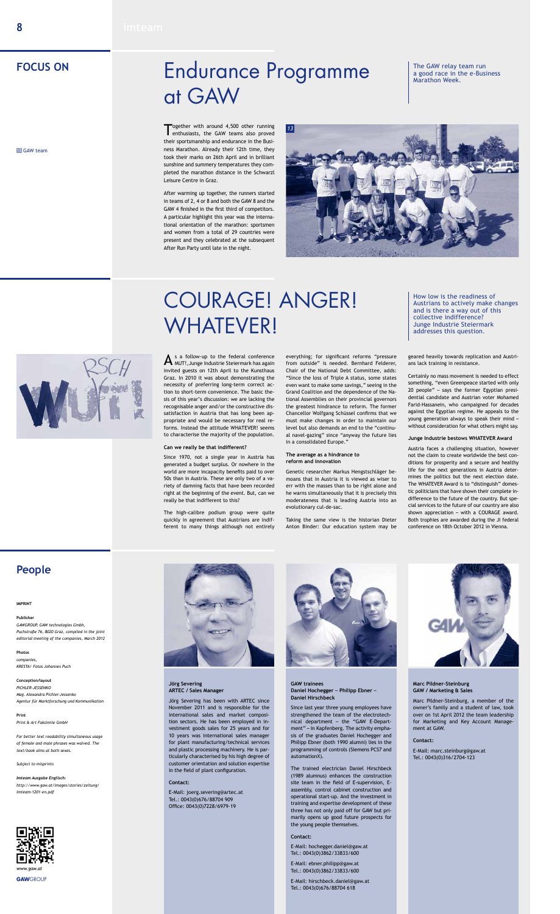## FOCUS ON

13 GAW team

# Endurance Programme at GAW

The GAW relay team run a good race in the e-Business Marathon Week.

Together with around 4,500 other running enthusiasts, the GAW teams also proved their sportsmanship and endurance in the Business Marathon. Already their 12th time, they took their marks on 26th April and in brilliant sunshine and summery temperatures they completed the marathon distance in the Schwarzl Leisure Centre in Graz.

After warming up together, the runners started in teams of 2, 4 or 8 and both the GAW 8 and the GAW 4 finished in the first third of competitors. A particular highlight this year was the international orientation of the marathon: sportsmen and women from a total of 29 countries were present and they celebrated at the subsequent After Run Party until late in the night.

# COURAGE! ANGER! WHATEVER!

How low is the readiness of Austrians to actively make changes and is there a way out of this collective indifference? Junge Industrie Steiermark addresses this question.

As a follow-up to the federal conference MUT!,Junge Industrie Steiermark has again invited guests on 12th April to the Kunsthaus Graz. In 2010 it was about demonstrating the necessity of preferring long-term correct action to short-term convenience. The basic thesis of this year's discussion: we are lacking the recognisable anger and/or the constructive dissatisfaction in Austria that has long been appropriate and would be necessary for real reforms. Instead the attitude WHATEVER! seems to characterise the majority of the population.

**Can we really be that indifferent?**

Since 1970, not a single year in Austria has generated a budget surplus. Or nowhere in the world are more incapacity benefits paid to over 50s than in Austria. These are only two of a variety of damning facts that have been recorded right at the beginning of the event. But, can we really be that indifferent to this?

The high-calibre podium group were quite quickly in agreement that Austrians are indifferent to many things although not entirely everything; for significant reforms "pressure from outside" is needed. Bernhard Felderer, Chair of the National Debt Committee, adds: "Since the loss of Triple A status, some states even want to make some savings," seeing in the Grand Coalition and the dependence of the National Assemblies on their provincial governors the greatest hindrance to reform. The former Chancellor Wolfgang Schüssel confirms that we must make changes in order to maintain our level but also demands an end to the "continual navel-gazing" since "anyway the future lies in a consolidated Europe."

**The average as a hindrance to reform and innovation**

Genetic researcher Markus Hengstschläger bemoans that in Austria it is viewed as wiser to err with the masses than to be right alone and he warns simultaneously that it is precisely this moderateness that is leading Austria into an evolutionary cul-de-sac.

Taking the same view is the historian Dieter Anton Binder: Our education system may be geared heavily towards replication and Austrians lack training in resistance.

Certainly no mass movement is needed to effect something, "even Greenpeace started with only 20 people" – says the former Egyptian presidential candidate and Austrian voter Mohamed Farid-Hassanein, who campaigned for decades against the Egyptian regime. He appeals to the young generation always to speak their mind – without consideration for what others might say.

**Junge Industrie bestows WHATEVER Award**

Austria faces a challenging situation, however not the claim to create worldwide the best conditions for prosperity and a secure and healthy life for the next generations in Austria determines the politics but the next election date. The WHATEVER Award is to "distinguish" domestic politicians that have shown their complete indifference to the future of the country. But special services to the future of our country are also shown appreciation – with a COURAGE award. Both trophies are awarded during the JI federal conference on 18th October 2012 in Vienna.

## People

**Jörg Severing**
**ARTEC / Sales Manager**

Jörg Severing has been with ARTEC since November 2011 and is responsible for the international sales and market composition sectors. He has been employed in investment goods sales for 25 years and for 10 years was international sales manager for plant manufacturing/technical services and plastic processing machinery. He is particularly characterised by his high degree of customer orientation and solution expertise in the field of plant configuration.

**Contact:**

E-Mail: joerg.severing@artec.at
Tel.: 0043(0)676/88704 909
Office: 0043(0)7228/6979-19

**GAW trainees**
**Daniel Hochegger – Philipp Ebner – Daniel Hirschbeck**

Since last year three young employees have strengthened the team of the electrotechnical department – the "GAW E-Department" – in Kapfenberg. The activity emphasis of the graduates Daniel Hochegger and Philipp Ebner (both 1990 alumni) lies in the programming of controls (Siemens PCS7 and automationX).

The trained electrician Daniel Hirschbeck (1989 alumnus) enhances the construction site team in the field of E-supervision, E-assembly, control cabinet construction and operational start-up. And the investment in training and expertise development of these three has not only paid off for GAW but primarily opens up good future prospects for the young people themselves.

**Contact:**

E-Mail: hochegger.daniel@gaw.at
Tel.: 0043(0)3862/33833/600

E-Mail: ebner.philipp@gaw.at
Tel.: 0043(0)3862/33833/600

E-Mail: hirschbeck.daniel@gaw.at
Tel.: 0043(0)676/88704 618

**Marc Pildner-Steinburg**
**GAW / Marketing & Sales**

Marc Pildner-Steinburg, a member of the owner's family and a student of law, took over on 1st April 2012 the team leadership for Marketing and Key Account Management at GAW.

**Contact:**

E-Mail: marc.steinburg@gaw.at
Tel.: 0043(0)316/2704-123

**IMPRINT**

**Publisher**
*GAWGROUP, GAW technologies GmbH, Puchstraße 76, 8020 Graz, compiled in the joint editorial meeting of the companies, March 2012*

**Photos**
*companies, KRESTA/ Fotos Johannes Puch*

**Conception/layout**
*PICHLER-JESSENKO*
*Mag. Alexandra Pichler-Jessenko*
*Agentur für Marktforschung und Kommunikation*

**Print**
*Print & Art Faksimile GmbH*

*For better text readability simultaneous usage of female and male phrases was waived. The text/book aims at both sexes.*

*Subject to misprints*

***Imteam Ausgabe Englisch:***
*http://www.gaw.at/images/stories/zeitung/imteam-1201-en.pdf*

*www.gaw.at*

GAWGROUP